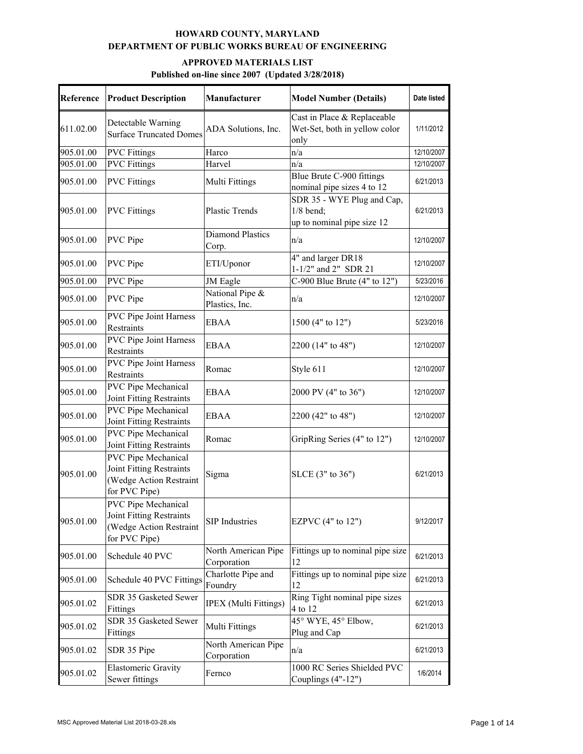**HOWARD COUNTY, MARYLAND**

**DEPARTMENT OF PUBLIC WORKS BUREAU OF ENGINEERING**

**APPROVED MATERIALS LIST**

**Published on-line since 2007 (Updated 3/28/2018)**

| Reference | Product Description | Manufacturer | Model Number (Details) | Date listed |
|---|---|---|---|---|
| 611.02.00 | Detectable Warning Surface Truncated Domes | ADA Solutions, Inc. | Cast in Place & Replaceable Wet-Set, both in yellow color only | 1/11/2012 |
| 905.01.00 | PVC Fittings | Harco | n/a | 12/10/2007 |
| 905.01.00 | PVC Fittings | Harvel | n/a | 12/10/2007 |
| 905.01.00 | PVC Fittings | Multi Fittings | Blue Brute C-900 fittings nominal pipe sizes 4 to 12 | 6/21/2013 |
| 905.01.00 | PVC Fittings | Plastic Trends | SDR 35 - WYE Plug and Cap, 1/8 bend; up to nominal pipe size 12 | 6/21/2013 |
| 905.01.00 | PVC Pipe | Diamond Plastics Corp. | n/a | 12/10/2007 |
| 905.01.00 | PVC Pipe | ETI/Uponor | 4" and larger DR18 1-1/2" and 2" SDR 21 | 12/10/2007 |
| 905.01.00 | PVC Pipe | JM Eagle | C-900 Blue Brute (4" to 12") | 5/23/2016 |
| 905.01.00 | PVC Pipe | National Pipe & Plastics, Inc. | n/a | 12/10/2007 |
| 905.01.00 | PVC Pipe Joint Harness Restraints | EBAA | 1500 (4" to 12") | 5/23/2016 |
| 905.01.00 | PVC Pipe Joint Harness Restraints | EBAA | 2200 (14" to 48") | 12/10/2007 |
| 905.01.00 | PVC Pipe Joint Harness Restraints | Romac | Style 611 | 12/10/2007 |
| 905.01.00 | PVC Pipe Mechanical Joint Fitting Restraints | EBAA | 2000 PV (4" to 36") | 12/10/2007 |
| 905.01.00 | PVC Pipe Mechanical Joint Fitting Restraints | EBAA | 2200 (42" to 48") | 12/10/2007 |
| 905.01.00 | PVC Pipe Mechanical Joint Fitting Restraints | Romac | GripRing Series (4" to 12") | 12/10/2007 |
| 905.01.00 | PVC Pipe Mechanical Joint Fitting Restraints (Wedge Action Restraint for PVC Pipe) | Sigma | SLCE (3" to 36") | 6/21/2013 |
| 905.01.00 | PVC Pipe Mechanical Joint Fitting Restraints (Wedge Action Restraint for PVC Pipe) | SIP Industries | EZPVC (4" to 12") | 9/12/2017 |
| 905.01.00 | Schedule 40 PVC | North American Pipe Corporation | Fittings up to nominal pipe size 12 | 6/21/2013 |
| 905.01.00 | Schedule 40 PVC Fittings | Charlotte Pipe and Foundry | Fittings up to nominal pipe size 12 | 6/21/2013 |
| 905.01.02 | SDR 35 Gasketed Sewer Fittings | IPEX (Multi Fittings) | Ring Tight nominal pipe sizes 4 to 12 | 6/21/2013 |
| 905.01.02 | SDR 35 Gasketed Sewer Fittings | Multi Fittings | 45° WYE, 45° Elbow, Plug and Cap | 6/21/2013 |
| 905.01.02 | SDR 35 Pipe | North American Pipe Corporation | n/a | 6/21/2013 |
| 905.01.02 | Elastomeric Gravity Sewer fittings | Fernco | 1000 RC Series Shielded PVC Couplings (4"-12") | 1/6/2014 |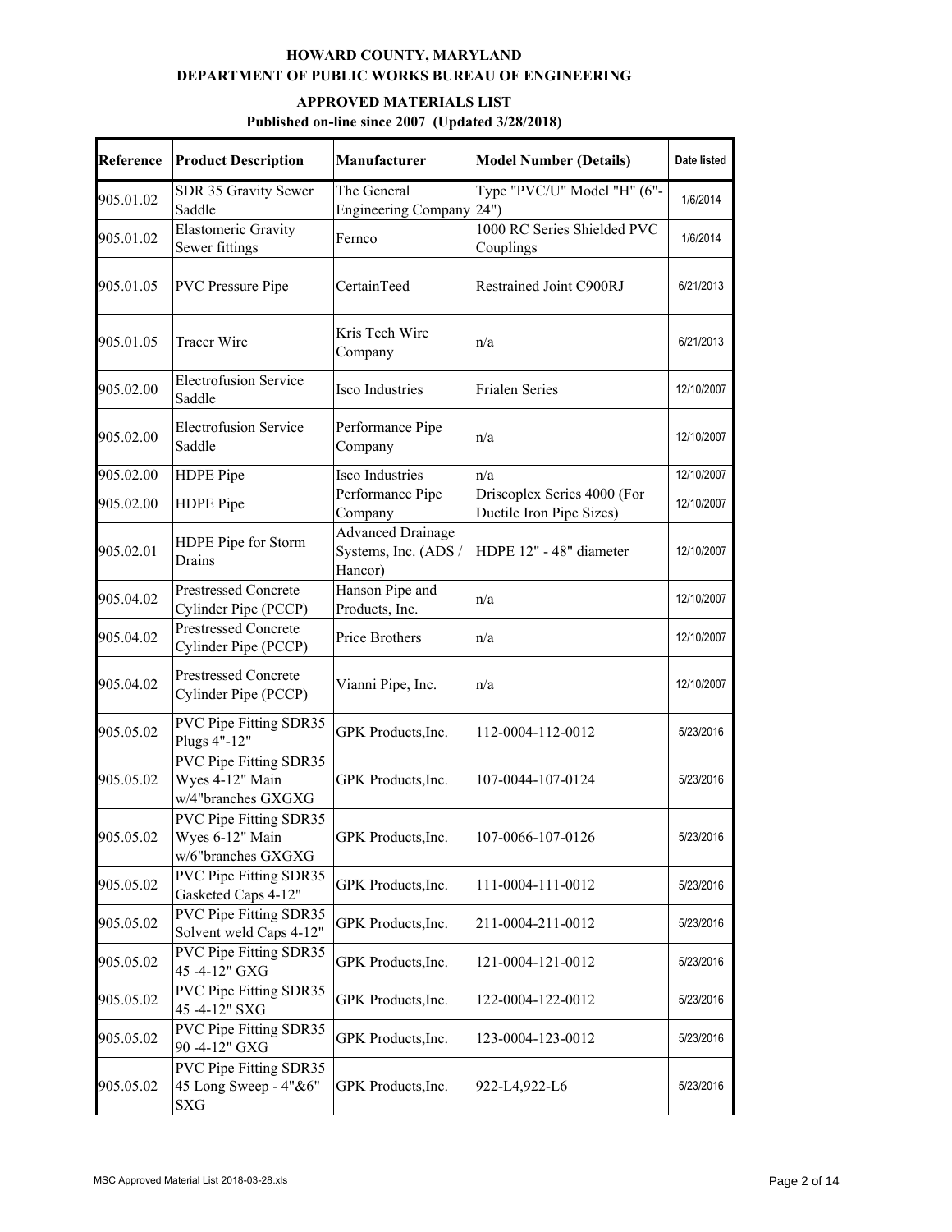**HOWARD COUNTY, MARYLAND**
**DEPARTMENT OF PUBLIC WORKS BUREAU OF ENGINEERING**

**APPROVED MATERIALS LIST**
**Published on-line since 2007 (Updated 3/28/2018)**

| Reference | Product Description | Manufacturer | Model Number (Details) | Date listed |
|---|---|---|---|---|
| 905.01.02 | SDR 35 Gravity Sewer Saddle | The General Engineering Company | Type "PVC/U" Model "H" (6"-24") | 1/6/2014 |
| 905.01.02 | Elastomeric Gravity Sewer fittings | Fernco | 1000 RC Series Shielded PVC Couplings | 1/6/2014 |
| 905.01.05 | PVC Pressure Pipe | CertainTeed | Restrained Joint C900RJ | 6/21/2013 |
| 905.01.05 | Tracer Wire | Kris Tech Wire Company | n/a | 6/21/2013 |
| 905.02.00 | Electrofusion Service Saddle | Isco Industries | Frialen Series | 12/10/2007 |
| 905.02.00 | Electrofusion Service Saddle | Performance Pipe Company | n/a | 12/10/2007 |
| 905.02.00 | HDPE Pipe | Isco Industries | n/a | 12/10/2007 |
| 905.02.00 | HDPE Pipe | Performance Pipe Company | Driscoplex Series 4000 (For Ductile Iron Pipe Sizes) | 12/10/2007 |
| 905.02.01 | HDPE Pipe for Storm Drains | Advanced Drainage Systems, Inc. (ADS / Hancor) | HDPE 12" - 48" diameter | 12/10/2007 |
| 905.04.02 | Prestressed Concrete Cylinder Pipe (PCCP) | Hanson Pipe and Products, Inc. | n/a | 12/10/2007 |
| 905.04.02 | Prestressed Concrete Cylinder Pipe (PCCP) | Price Brothers | n/a | 12/10/2007 |
| 905.04.02 | Prestressed Concrete Cylinder Pipe (PCCP) | Vianni Pipe, Inc. | n/a | 12/10/2007 |
| 905.05.02 | PVC Pipe Fitting SDR35 Plugs 4"-12" | GPK Products,Inc. | 112-0004-112-0012 | 5/23/2016 |
| 905.05.02 | PVC Pipe Fitting SDR35 Wyes 4-12" Main w/4"branches GXGXG | GPK Products,Inc. | 107-0044-107-0124 | 5/23/2016 |
| 905.05.02 | PVC Pipe Fitting SDR35 Wyes 6-12" Main w/6"branches GXGXG | GPK Products,Inc. | 107-0066-107-0126 | 5/23/2016 |
| 905.05.02 | PVC Pipe Fitting SDR35 Gasketed Caps 4-12" | GPK Products,Inc. | 111-0004-111-0012 | 5/23/2016 |
| 905.05.02 | PVC Pipe Fitting SDR35 Solvent weld Caps 4-12" | GPK Products,Inc. | 211-0004-211-0012 | 5/23/2016 |
| 905.05.02 | PVC Pipe Fitting SDR35 45 -4-12" GXG | GPK Products,Inc. | 121-0004-121-0012 | 5/23/2016 |
| 905.05.02 | PVC Pipe Fitting SDR35 45 -4-12" SXG | GPK Products,Inc. | 122-0004-122-0012 | 5/23/2016 |
| 905.05.02 | PVC Pipe Fitting SDR35 90 -4-12" GXG | GPK Products,Inc. | 123-0004-123-0012 | 5/23/2016 |
| 905.05.02 | PVC Pipe Fitting SDR35 45 Long Sweep - 4"&6" SXG | GPK Products,Inc. | 922-L4,922-L6 | 5/23/2016 |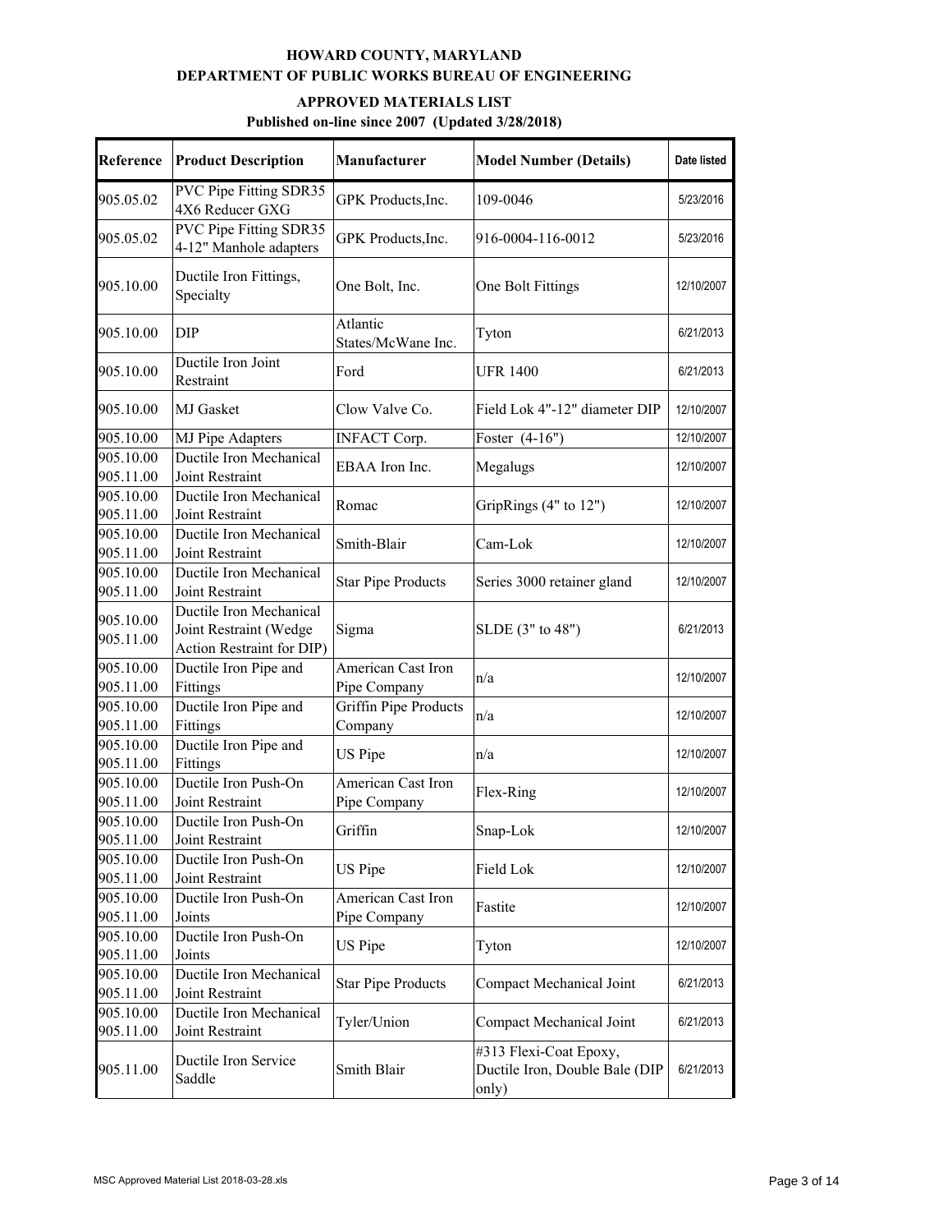**HOWARD COUNTY, MARYLAND**
**DEPARTMENT OF PUBLIC WORKS BUREAU OF ENGINEERING**

**APPROVED MATERIALS LIST**
**Published on-line since 2007 (Updated 3/28/2018)**

| Reference | Product Description | Manufacturer | Model Number (Details) | Date listed |
|---|---|---|---|---|
| 905.05.02 | PVC Pipe Fitting SDR35 4X6 Reducer GXG | GPK Products,Inc. | 109-0046 | 5/23/2016 |
| 905.05.02 | PVC Pipe Fitting SDR35 4-12" Manhole adapters | GPK Products,Inc. | 916-0004-116-0012 | 5/23/2016 |
| 905.10.00 | Ductile Iron Fittings, Specialty | One Bolt, Inc. | One Bolt Fittings | 12/10/2007 |
| 905.10.00 | DIP | Atlantic States/McWane Inc. | Tyton | 6/21/2013 |
| 905.10.00 | Ductile Iron Joint Restraint | Ford | UFR 1400 | 6/21/2013 |
| 905.10.00 | MJ Gasket | Clow Valve Co. | Field Lok 4"-12" diameter DIP | 12/10/2007 |
| 905.10.00 | MJ Pipe Adapters | INFACT Corp. | Foster (4-16") | 12/10/2007 |
| 905.10.00 905.11.00 | Ductile Iron Mechanical Joint Restraint | EBAA Iron Inc. | Megalugs | 12/10/2007 |
| 905.10.00 905.11.00 | Ductile Iron Mechanical Joint Restraint | Romac | GripRings (4" to 12") | 12/10/2007 |
| 905.10.00 905.11.00 | Ductile Iron Mechanical Joint Restraint | Smith-Blair | Cam-Lok | 12/10/2007 |
| 905.10.00 905.11.00 | Ductile Iron Mechanical Joint Restraint | Star Pipe Products | Series 3000 retainer gland | 12/10/2007 |
| 905.10.00 905.11.00 | Ductile Iron Mechanical Joint Restraint (Wedge Action Restraint for DIP) | Sigma | SLDE (3" to 48") | 6/21/2013 |
| 905.10.00 905.11.00 | Ductile Iron Pipe and Fittings | American Cast Iron Pipe Company | n/a | 12/10/2007 |
| 905.10.00 905.11.00 | Ductile Iron Pipe and Fittings | Griffin Pipe Products Company | n/a | 12/10/2007 |
| 905.10.00 905.11.00 | Ductile Iron Pipe and Fittings | US Pipe | n/a | 12/10/2007 |
| 905.10.00 905.11.00 | Ductile Iron Push-On Joint Restraint | American Cast Iron Pipe Company | Flex-Ring | 12/10/2007 |
| 905.10.00 905.11.00 | Ductile Iron Push-On Joint Restraint | Griffin | Snap-Lok | 12/10/2007 |
| 905.10.00 905.11.00 | Ductile Iron Push-On Joint Restraint | US Pipe | Field Lok | 12/10/2007 |
| 905.10.00 905.11.00 | Ductile Iron Push-On Joints | American Cast Iron Pipe Company | Fastite | 12/10/2007 |
| 905.10.00 905.11.00 | Ductile Iron Push-On Joints | US Pipe | Tyton | 12/10/2007 |
| 905.10.00 905.11.00 | Ductile Iron Mechanical Joint Restraint | Star Pipe Products | Compact Mechanical Joint | 6/21/2013 |
| 905.10.00 905.11.00 | Ductile Iron Mechanical Joint Restraint | Tyler/Union | Compact Mechanical Joint | 6/21/2013 |
| 905.11.00 | Ductile Iron Service Saddle | Smith Blair | #313 Flexi-Coat Epoxy, Ductile Iron, Double Bale (DIP only) | 6/21/2013 |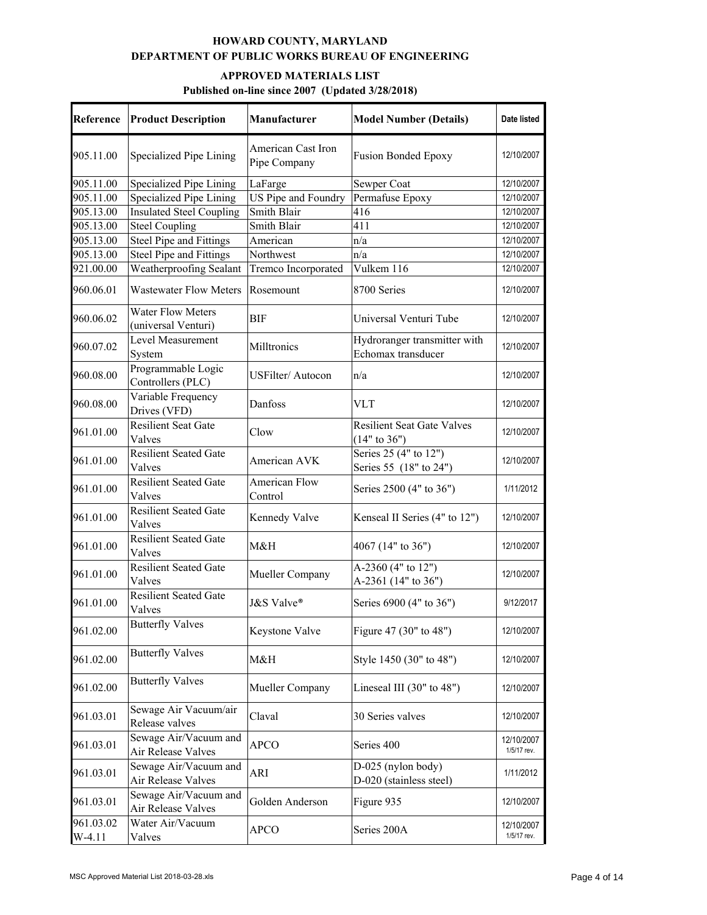# HOWARD COUNTY, MARYLAND
## DEPARTMENT OF PUBLIC WORKS BUREAU OF ENGINEERING

### APPROVED MATERIALS LIST
**Published on-line since 2007 (Updated 3/28/2018)**

| Reference | Product Description | Manufacturer | Model Number (Details) | Date listed |
|---|---|---|---|---|
| 905.11.00 | Specialized Pipe Lining | American Cast Iron Pipe Company | Fusion Bonded Epoxy | 12/10/2007 |
| 905.11.00 | Specialized Pipe Lining | LaFarge | Sewper Coat | 12/10/2007 |
| 905.11.00 | Specialized Pipe Lining | US Pipe and Foundry | Permafuse Epoxy | 12/10/2007 |
| 905.13.00 | Insulated Steel Coupling | Smith Blair | 416 | 12/10/2007 |
| 905.13.00 | Steel Coupling | Smith Blair | 411 | 12/10/2007 |
| 905.13.00 | Steel Pipe and Fittings | American | n/a | 12/10/2007 |
| 905.13.00 | Steel Pipe and Fittings | Northwest | n/a | 12/10/2007 |
| 921.00.00 | Weatherproofing Sealant | Tremco Incorporated | Vulkem 116 | 12/10/2007 |
| 960.06.01 | Wastewater Flow Meters | Rosemount | 8700 Series | 12/10/2007 |
| 960.06.02 | Water Flow Meters (universal Venturi) | BIF | Universal Venturi Tube | 12/10/2007 |
| 960.07.02 | Level Measurement System | Milltronics | Hydroranger transmitter with Echomax transducer | 12/10/2007 |
| 960.08.00 | Programmable Logic Controllers (PLC) | USFilter/ Autocon | n/a | 12/10/2007 |
| 960.08.00 | Variable Frequency Drives (VFD) | Danfoss | VLT | 12/10/2007 |
| 961.01.00 | Resilient Seat Gate Valves | Clow | Resilient Seat Gate Valves (14" to 36") | 12/10/2007 |
| 961.01.00 | Resilient Seated Gate Valves | American AVK | Series 25 (4" to 12") Series 55 (18" to 24") | 12/10/2007 |
| 961.01.00 | Resilient Seated Gate Valves | American Flow Control | Series 2500 (4" to 36") | 1/11/2012 |
| 961.01.00 | Resilient Seated Gate Valves | Kennedy Valve | Kenseal II Series (4" to 12") | 12/10/2007 |
| 961.01.00 | Resilient Seated Gate Valves | M&H | 4067 (14" to 36") | 12/10/2007 |
| 961.01.00 | Resilient Seated Gate Valves | Mueller Company | A-2360 (4" to 12") A-2361 (14" to 36") | 12/10/2007 |
| 961.01.00 | Resilient Seated Gate Valves | J&S Valve® | Series 6900 (4" to 36") | 9/12/2017 |
| 961.02.00 | Butterfly Valves | Keystone Valve | Figure 47 (30" to 48") | 12/10/2007 |
| 961.02.00 | Butterfly Valves | M&H | Style 1450 (30" to 48") | 12/10/2007 |
| 961.02.00 | Butterfly Valves | Mueller Company | Lineseal III (30" to 48") | 12/10/2007 |
| 961.03.01 | Sewage Air Vacuum/air Release valves | Claval | 30 Series valves | 12/10/2007 |
| 961.03.01 | Sewage Air/Vacuum and Air Release Valves | APCO | Series 400 | 12/10/2007 1/5/17 rev. |
| 961.03.01 | Sewage Air/Vacuum and Air Release Valves | ARI | D-025 (nylon body) D-020 (stainless steel) | 1/11/2012 |
| 961.03.01 | Sewage Air/Vacuum and Air Release Valves | Golden Anderson | Figure 935 | 12/10/2007 |
| 961.03.02 W-4.11 | Water Air/Vacuum Valves | APCO | Series 200A | 12/10/2007 1/5/17 rev. |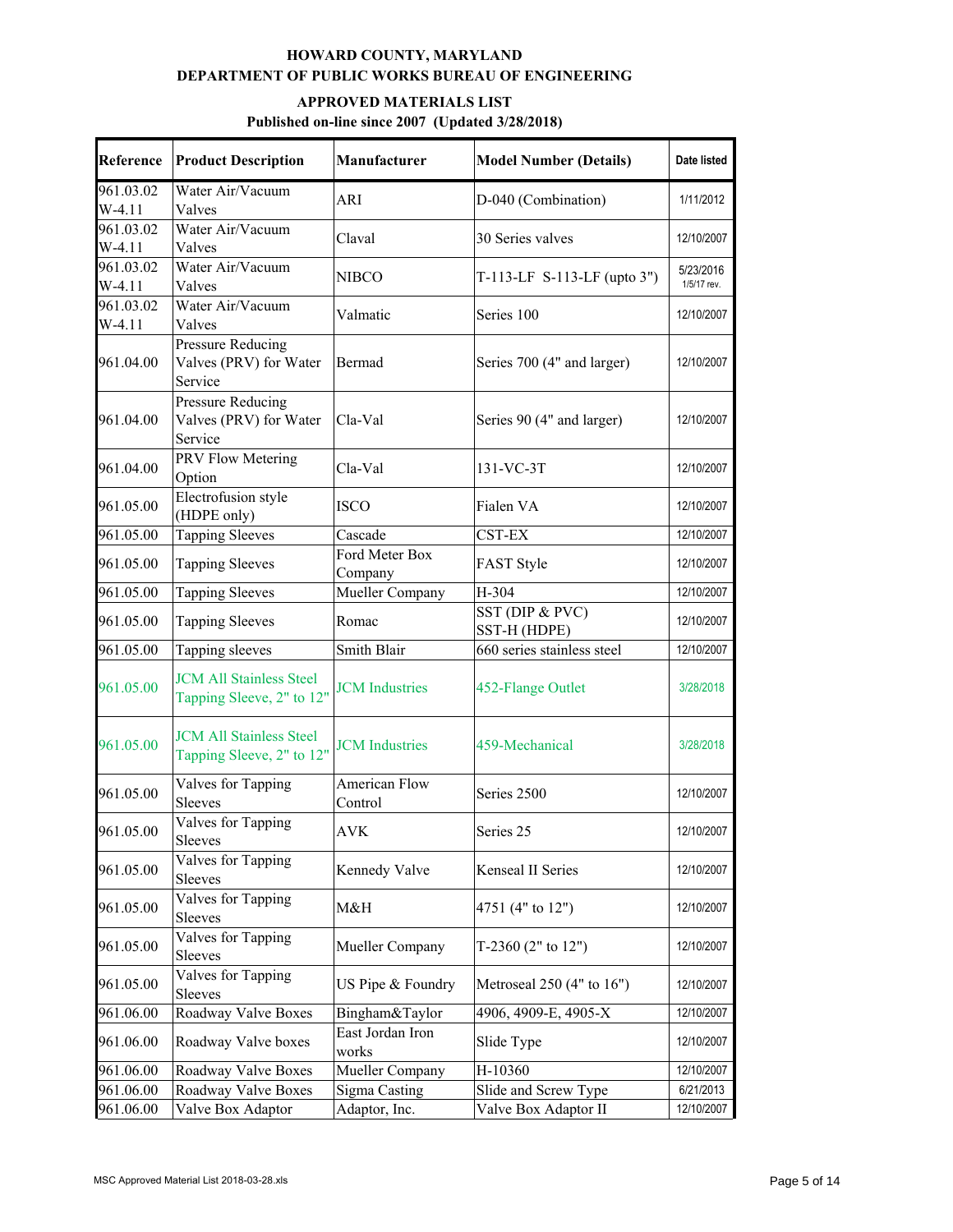**HOWARD COUNTY, MARYLAND**
**DEPARTMENT OF PUBLIC WORKS BUREAU OF ENGINEERING**

**APPROVED MATERIALS LIST**
**Published on-line since 2007 (Updated 3/28/2018)**

| Reference | Product Description | Manufacturer | Model Number (Details) | Date listed |
|---|---|---|---|---|
| 961.03.02 W-4.11 | Water Air/Vacuum Valves | ARI | D-040 (Combination) | 1/11/2012 |
| 961.03.02 W-4.11 | Water Air/Vacuum Valves | Claval | 30 Series valves | 12/10/2007 |
| 961.03.02 W-4.11 | Water Air/Vacuum Valves | NIBCO | T-113-LF S-113-LF (upto 3") | 5/23/2016 1/5/17 rev. |
| 961.03.02 W-4.11 | Water Air/Vacuum Valves | Valmatic | Series 100 | 12/10/2007 |
| 961.04.00 | Pressure Reducing Valves (PRV) for Water Service | Bermad | Series 700 (4" and larger) | 12/10/2007 |
| 961.04.00 | Pressure Reducing Valves (PRV) for Water Service | Cla-Val | Series 90 (4" and larger) | 12/10/2007 |
| 961.04.00 | PRV Flow Metering Option | Cla-Val | 131-VC-3T | 12/10/2007 |
| 961.05.00 | Electrofusion style (HDPE only) | ISCO | Fialen VA | 12/10/2007 |
| 961.05.00 | Tapping Sleeves | Cascade | CST-EX | 12/10/2007 |
| 961.05.00 | Tapping Sleeves | Ford Meter Box Company | FAST Style | 12/10/2007 |
| 961.05.00 | Tapping Sleeves | Mueller Company | H-304 | 12/10/2007 |
| 961.05.00 | Tapping Sleeves | Romac | SST (DIP & PVC) SST-H (HDPE) | 12/10/2007 |
| 961.05.00 | Tapping sleeves | Smith Blair | 660 series stainless steel | 12/10/2007 |
| 961.05.00 | JCM All Stainless Steel Tapping Sleeve, 2" to 12" | JCM Industries | 452-Flange Outlet | 3/28/2018 |
| 961.05.00 | JCM All Stainless Steel Tapping Sleeve, 2" to 12" | JCM Industries | 459-Mechanical | 3/28/2018 |
| 961.05.00 | Valves for Tapping Sleeves | American Flow Control | Series 2500 | 12/10/2007 |
| 961.05.00 | Valves for Tapping Sleeves | AVK | Series 25 | 12/10/2007 |
| 961.05.00 | Valves for Tapping Sleeves | Kennedy Valve | Kenseal II Series | 12/10/2007 |
| 961.05.00 | Valves for Tapping Sleeves | M&H | 4751 (4" to 12") | 12/10/2007 |
| 961.05.00 | Valves for Tapping Sleeves | Mueller Company | T-2360 (2" to 12") | 12/10/2007 |
| 961.05.00 | Valves for Tapping Sleeves | US Pipe & Foundry | Metroseal 250 (4" to 16") | 12/10/2007 |
| 961.06.00 | Roadway Valve Boxes | Bingham&Taylor | 4906, 4909-E, 4905-X | 12/10/2007 |
| 961.06.00 | Roadway Valve boxes | East Jordan Iron works | Slide Type | 12/10/2007 |
| 961.06.00 | Roadway Valve Boxes | Mueller Company | H-10360 | 12/10/2007 |
| 961.06.00 | Roadway Valve Boxes | Sigma Casting | Slide and Screw Type | 6/21/2013 |
| 961.06.00 | Valve Box Adaptor | Adaptor, Inc. | Valve Box Adaptor II | 12/10/2007 |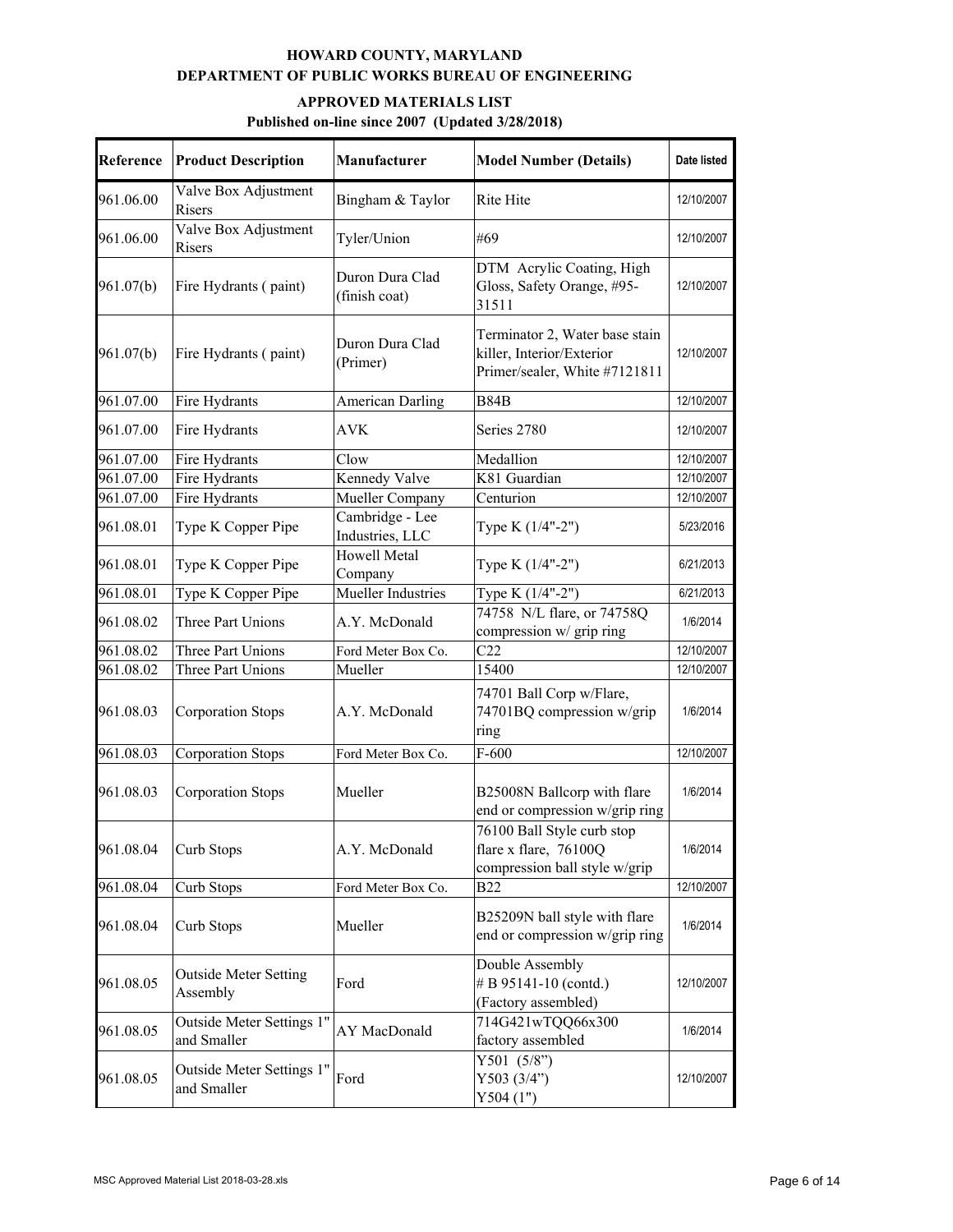**HOWARD COUNTY, MARYLAND**
**DEPARTMENT OF PUBLIC WORKS BUREAU OF ENGINEERING**

**APPROVED MATERIALS LIST**
**Published on-line since 2007 (Updated 3/28/2018)**

| Reference | Product Description | Manufacturer | Model Number (Details) | Date listed |
|---|---|---|---|---|
| 961.06.00 | Valve Box Adjustment Risers | Bingham & Taylor | Rite Hite | 12/10/2007 |
| 961.06.00 | Valve Box Adjustment Risers | Tyler/Union | #69 | 12/10/2007 |
| 961.07(b) | Fire Hydrants ( paint) | Duron Dura Clad (finish coat) | DTM Acrylic Coating, High Gloss, Safety Orange, #95-31511 | 12/10/2007 |
| 961.07(b) | Fire Hydrants ( paint) | Duron Dura Clad (Primer) | Terminator 2, Water base stain killer, Interior/Exterior Primer/sealer, White #7121811 | 12/10/2007 |
| 961.07.00 | Fire Hydrants | American Darling | B84B | 12/10/2007 |
| 961.07.00 | Fire Hydrants | AVK | Series 2780 | 12/10/2007 |
| 961.07.00 | Fire Hydrants | Clow | Medallion | 12/10/2007 |
| 961.07.00 | Fire Hydrants | Kennedy Valve | K81 Guardian | 12/10/2007 |
| 961.07.00 | Fire Hydrants | Mueller Company | Centurion | 12/10/2007 |
| 961.08.01 | Type K Copper Pipe | Cambridge - Lee Industries, LLC | Type K (1/4"-2") | 5/23/2016 |
| 961.08.01 | Type K Copper Pipe | Howell Metal Company | Type K (1/4"-2") | 6/21/2013 |
| 961.08.01 | Type K Copper Pipe | Mueller Industries | Type K (1/4"-2") | 6/21/2013 |
| 961.08.02 | Three Part Unions | A.Y. McDonald | 74758 N/L flare, or 74758Q compression w/ grip ring | 1/6/2014 |
| 961.08.02 | Three Part Unions | Ford Meter Box Co. | C22 | 12/10/2007 |
| 961.08.02 | Three Part Unions | Mueller | 15400 | 12/10/2007 |
| 961.08.03 | Corporation Stops | A.Y. McDonald | 74701 Ball Corp w/Flare, 74701BQ compression w/grip ring | 1/6/2014 |
| 961.08.03 | Corporation Stops | Ford Meter Box Co. | F-600 | 12/10/2007 |
| 961.08.03 | Corporation Stops | Mueller | B25008N Ballcorp with flare end or compression w/grip ring | 1/6/2014 |
| 961.08.04 | Curb Stops | A.Y. McDonald | 76100 Ball Style curb stop flare x flare, 76100Q compression ball style w/grip | 1/6/2014 |
| 961.08.04 | Curb Stops | Ford Meter Box Co. | B22 | 12/10/2007 |
| 961.08.04 | Curb Stops | Mueller | B25209N ball style with flare end or compression w/grip ring | 1/6/2014 |
| 961.08.05 | Outside Meter Setting Assembly | Ford | Double Assembly # B 95141-10 (contd.) (Factory assembled) | 12/10/2007 |
| 961.08.05 | Outside Meter Settings 1" and Smaller | AY MacDonald | 714G421wTQQ66x300 factory assembled | 1/6/2014 |
| 961.08.05 | Outside Meter Settings 1" and Smaller | Ford | Y501 (5/8") Y503 (3/4") Y504 (1") | 12/10/2007 |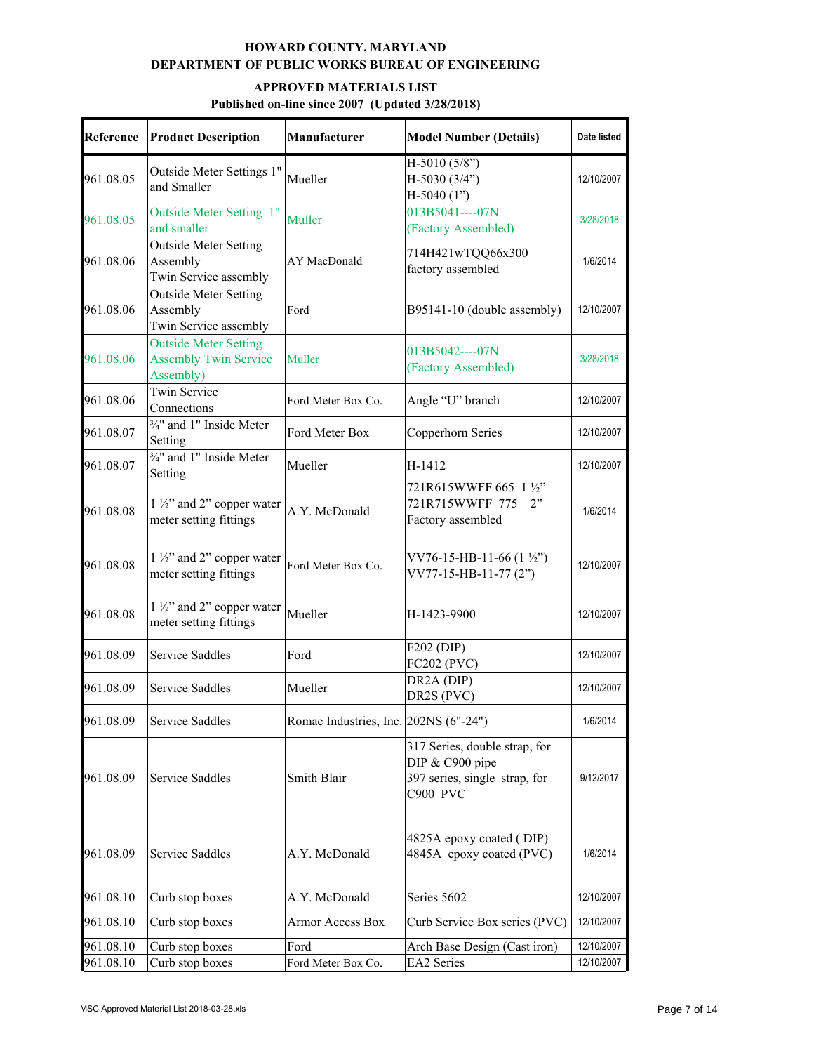**HOWARD COUNTY, MARYLAND**
**DEPARTMENT OF PUBLIC WORKS BUREAU OF ENGINEERING**

**APPROVED MATERIALS LIST**
**Published on-line since 2007 (Updated 3/28/2018)**

| Reference | Product Description | Manufacturer | Model Number (Details) | Date listed |
|---|---|---|---|---|
| 961.08.05 | Outside Meter Settings 1" and Smaller | Mueller | H-5010 (5/8")<br>H-5030 (3/4")<br>H-5040 (1") | 12/10/2007 |
| 961.08.05 | Outside Meter Setting 1" and smaller | Muller | 013B5041----07N (Factory Assembled) | 3/28/2018 |
| 961.08.06 | Outside Meter Setting Assembly Twin Service assembly | AY MacDonald | 714H421wTQQ66x300 factory assembled | 1/6/2014 |
| 961.08.06 | Outside Meter Setting Assembly Twin Service assembly | Ford | B95141-10 (double assembly) | 12/10/2007 |
| 961.08.06 | Outside Meter Setting Assembly Twin Service Assembly) | Muller | 013B5042----07N (Factory Assembled) | 3/28/2018 |
| 961.08.06 | Twin Service Connections | Ford Meter Box Co. | Angle "U" branch | 12/10/2007 |
| 961.08.07 | ¾" and 1" Inside Meter Setting | Ford Meter Box | Copperhorn Series | 12/10/2007 |
| 961.08.07 | ¾" and 1" Inside Meter Setting | Mueller | H-1412 | 12/10/2007 |
| 961.08.08 | 1 ½" and 2" copper water meter setting fittings | A.Y. McDonald | 721R615WWFF 665 1 ½"<br>721R715WWFF 775 2"<br>Factory assembled | 1/6/2014 |
| 961.08.08 | 1 ½" and 2" copper water meter setting fittings | Ford Meter Box Co. | VV76-15-HB-11-66 (1 ½")<br>VV77-15-HB-11-77 (2") | 12/10/2007 |
| 961.08.08 | 1 ½" and 2" copper water meter setting fittings | Mueller | H-1423-9900 | 12/10/2007 |
| 961.08.09 | Service Saddles | Ford | F202 (DIP)<br>FC202 (PVC) | 12/10/2007 |
| 961.08.09 | Service Saddles | Mueller | DR2A (DIP)<br>DR2S (PVC) | 12/10/2007 |
| 961.08.09 | Service Saddles | Romac Industries, Inc. | 202NS (6"-24") | 1/6/2014 |
| 961.08.09 | Service Saddles | Smith Blair | 317 Series, double strap, for DIP & C900 pipe<br>397 series, single strap, for C900 PVC | 9/12/2017 |
| 961.08.09 | Service Saddles | A.Y. McDonald | 4825A epoxy coated ( DIP)<br>4845A epoxy coated (PVC) | 1/6/2014 |
| 961.08.10 | Curb stop boxes | A.Y. McDonald | Series 5602 | 12/10/2007 |
| 961.08.10 | Curb stop boxes | Armor Access Box | Curb Service Box series (PVC) | 12/10/2007 |
| 961.08.10 | Curb stop boxes | Ford | Arch Base Design (Cast iron) | 12/10/2007 |
| 961.08.10 | Curb stop boxes | Ford Meter Box Co. | EA2 Series | 12/10/2007 |

MSC Approved Material List 2018-03-28.xls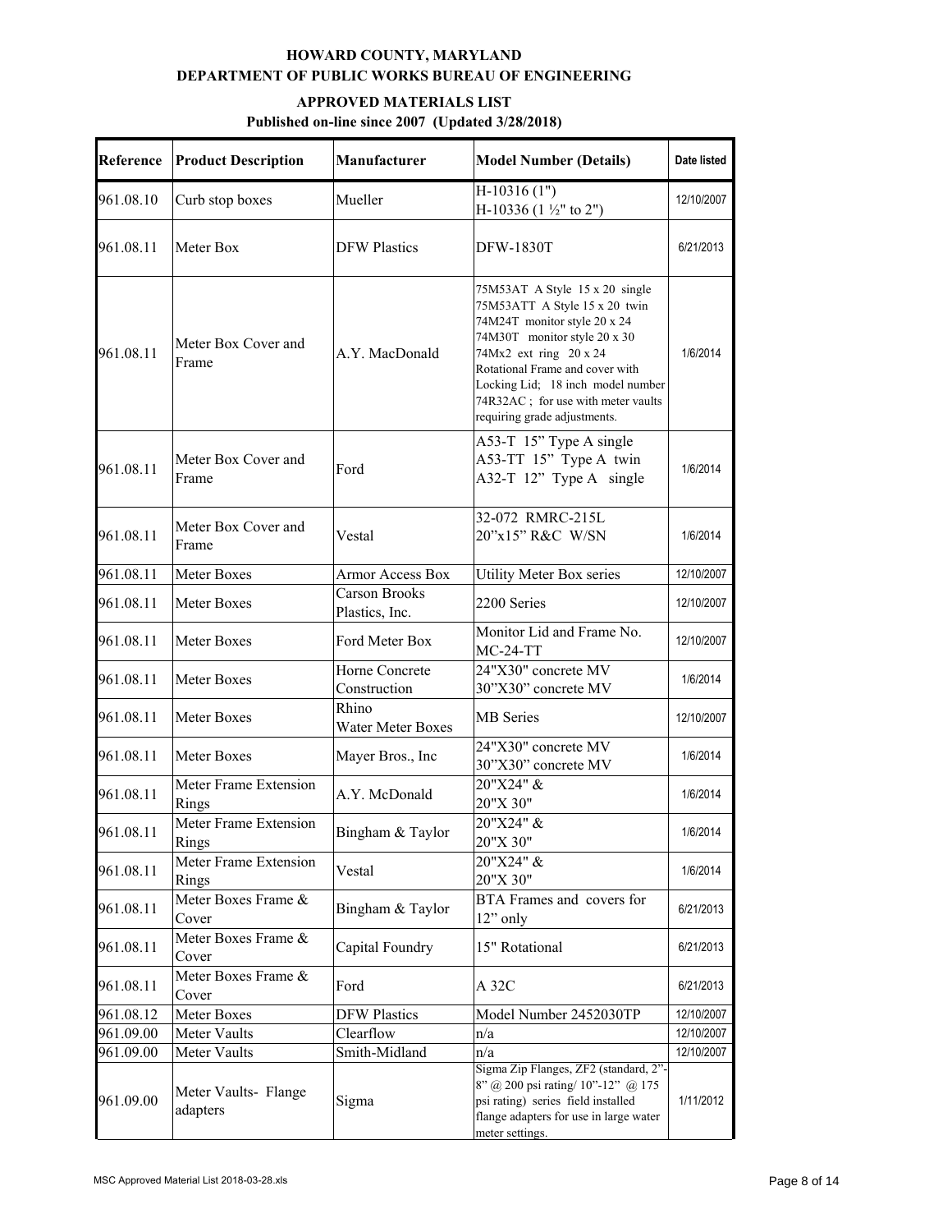**HOWARD COUNTY, MARYLAND**
**DEPARTMENT OF PUBLIC WORKS BUREAU OF ENGINEERING**

**APPROVED MATERIALS LIST**
**Published on-line since 2007 (Updated 3/28/2018)**

| Reference | Product Description | Manufacturer | Model Number (Details) | Date listed |
|---|---|---|---|---|
| 961.08.10 | Curb stop boxes | Mueller | H-10316 (1")<br>H-10336 (1 ½" to 2") | 12/10/2007 |
| 961.08.11 | Meter Box | DFW Plastics | DFW-1830T | 6/21/2013 |
| 961.08.11 | Meter Box Cover and Frame | A.Y. MacDonald | 75M53AT A Style 15 x 20 single<br>75M53ATT A Style 15 x 20 twin<br>74M24T monitor style 20 x 24<br>74M30T monitor style 20 x 30<br>74Mx2 ext ring 20 x 24<br>Rotational Frame and cover with Locking Lid; 18 inch model number 74R32AC ; for use with meter vaults requiring grade adjustments. | 1/6/2014 |
| 961.08.11 | Meter Box Cover and Frame | Ford | A53-T 15" Type A single<br>A53-TT 15" Type A twin<br>A32-T 12" Type A single | 1/6/2014 |
| 961.08.11 | Meter Box Cover and Frame | Vestal | 32-072 RMRC-215L<br>20"x15" R&C W/SN | 1/6/2014 |
| 961.08.11 | Meter Boxes | Armor Access Box | Utility Meter Box series | 12/10/2007 |
| 961.08.11 | Meter Boxes | Carson Brooks Plastics, Inc. | 2200 Series | 12/10/2007 |
| 961.08.11 | Meter Boxes | Ford Meter Box | Monitor Lid and Frame No. MC-24-TT | 12/10/2007 |
| 961.08.11 | Meter Boxes | Horne Concrete Construction | 24"X30" concrete MV<br>30"X30" concrete MV | 1/6/2014 |
| 961.08.11 | Meter Boxes | Rhino Water Meter Boxes | MB Series | 12/10/2007 |
| 961.08.11 | Meter Boxes | Mayer Bros., Inc | 24"X30" concrete MV<br>30"X30" concrete MV | 1/6/2014 |
| 961.08.11 | Meter Frame Extension Rings | A.Y. McDonald | 20"X24" &<br>20"X 30" | 1/6/2014 |
| 961.08.11 | Meter Frame Extension Rings | Bingham & Taylor | 20"X24" &<br>20"X 30" | 1/6/2014 |
| 961.08.11 | Meter Frame Extension Rings | Vestal | 20"X24" &<br>20"X 30" | 1/6/2014 |
| 961.08.11 | Meter Boxes Frame & Cover | Bingham & Taylor | BTA Frames and covers for 12" only | 6/21/2013 |
| 961.08.11 | Meter Boxes Frame & Cover | Capital Foundry | 15" Rotational | 6/21/2013 |
| 961.08.11 | Meter Boxes Frame & Cover | Ford | A 32C | 6/21/2013 |
| 961.08.12 | Meter Boxes | DFW Plastics | Model Number 2452030TP | 12/10/2007 |
| 961.09.00 | Meter Vaults | Clearflow | n/a | 12/10/2007 |
| 961.09.00 | Meter Vaults | Smith-Midland | n/a | 12/10/2007 |
| 961.09.00 | Meter Vaults- Flange adapters | Sigma | Sigma Zip Flanges, ZF2 (standard, 2"-8" @ 200 psi rating/ 10"-12" @ 175 psi rating) series field installed flange adapters for use in large water meter settings. | 1/11/2012 |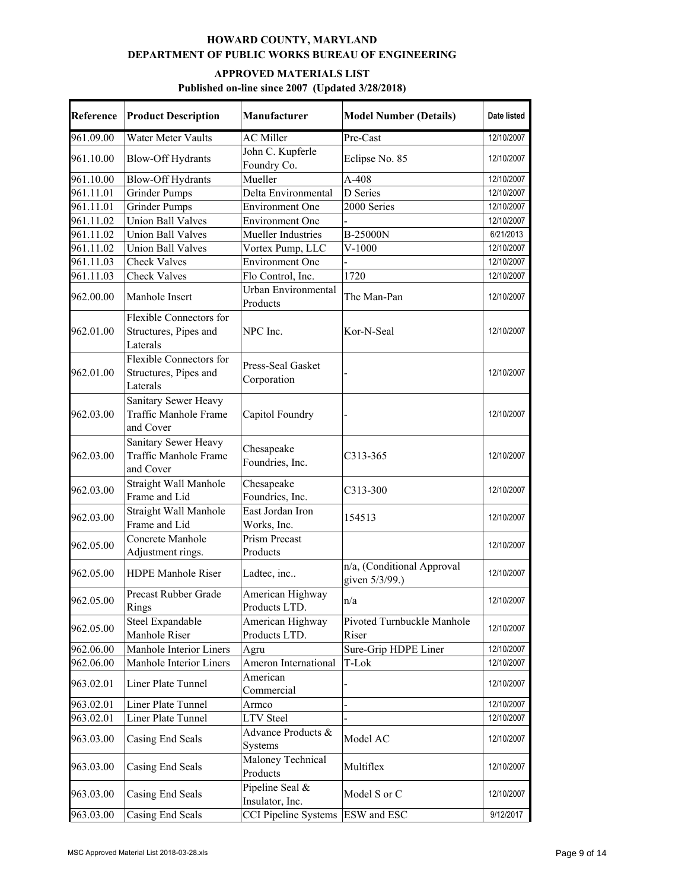**HOWARD COUNTY, MARYLAND**
**DEPARTMENT OF PUBLIC WORKS BUREAU OF ENGINEERING**

**APPROVED MATERIALS LIST**
**Published on-line since 2007 (Updated 3/28/2018)**

| Reference | Product Description | Manufacturer | Model Number (Details) | Date listed |
|---|---|---|---|---|
| 961.09.00 | Water Meter Vaults | AC Miller | Pre-Cast | 12/10/2007 |
| 961.10.00 | Blow-Off Hydrants | John C. Kupferle Foundry Co. | Eclipse No. 85 | 12/10/2007 |
| 961.10.00 | Blow-Off Hydrants | Mueller | A-408 | 12/10/2007 |
| 961.11.01 | Grinder Pumps | Delta Environmental | D Series | 12/10/2007 |
| 961.11.01 | Grinder Pumps | Environment One | 2000 Series | 12/10/2007 |
| 961.11.02 | Union Ball Valves | Environment One | - | 12/10/2007 |
| 961.11.02 | Union Ball Valves | Mueller Industries | B-25000N | 6/21/2013 |
| 961.11.02 | Union Ball Valves | Vortex Pump, LLC | V-1000 | 12/10/2007 |
| 961.11.03 | Check Valves | Environment One | - | 12/10/2007 |
| 961.11.03 | Check Valves | Flo Control, Inc. | 1720 | 12/10/2007 |
| 962.00.00 | Manhole Insert | Urban Environmental Products | The Man-Pan | 12/10/2007 |
| 962.01.00 | Flexible Connectors for Structures, Pipes and Laterals | NPC Inc. | Kor-N-Seal | 12/10/2007 |
| 962.01.00 | Flexible Connectors for Structures, Pipes and Laterals | Press-Seal Gasket Corporation | - | 12/10/2007 |
| 962.03.00 | Sanitary Sewer Heavy Traffic Manhole Frame and Cover | Capitol Foundry | - | 12/10/2007 |
| 962.03.00 | Sanitary Sewer Heavy Traffic Manhole Frame and Cover | Chesapeake Foundries, Inc. | C313-365 | 12/10/2007 |
| 962.03.00 | Straight Wall Manhole Frame and Lid | Chesapeake Foundries, Inc. | C313-300 | 12/10/2007 |
| 962.03.00 | Straight Wall Manhole Frame and Lid | East Jordan Iron Works, Inc. | 154513 | 12/10/2007 |
| 962.05.00 | Concrete Manhole Adjustment rings. | Prism Precast Products | | 12/10/2007 |
| 962.05.00 | HDPE Manhole Riser | Ladtec, inc.. | n/a, (Conditional Approval given 5/3/99.) | 12/10/2007 |
| 962.05.00 | Precast Rubber Grade Rings | American Highway Products LTD. | n/a | 12/10/2007 |
| 962.05.00 | Steel Expandable Manhole Riser | American Highway Products LTD. | Pivoted Turnbuckle Manhole Riser | 12/10/2007 |
| 962.06.00 | Manhole Interior Liners | Agru | Sure-Grip HDPE Liner | 12/10/2007 |
| 962.06.00 | Manhole Interior Liners | Ameron International | T-Lok | 12/10/2007 |
| 963.02.01 | Liner Plate Tunnel | American Commercial | - | 12/10/2007 |
| 963.02.01 | Liner Plate Tunnel | Armco | - | 12/10/2007 |
| 963.02.01 | Liner Plate Tunnel | LTV Steel | - | 12/10/2007 |
| 963.03.00 | Casing End Seals | Advance Products & Systems | Model AC | 12/10/2007 |
| 963.03.00 | Casing End Seals | Maloney Technical Products | Multiflex | 12/10/2007 |
| 963.03.00 | Casing End Seals | Pipeline Seal & Insulator, Inc. | Model S or C | 12/10/2007 |
| 963.03.00 | Casing End Seals | CCI Pipeline Systems | ESW and ESC | 9/12/2017 |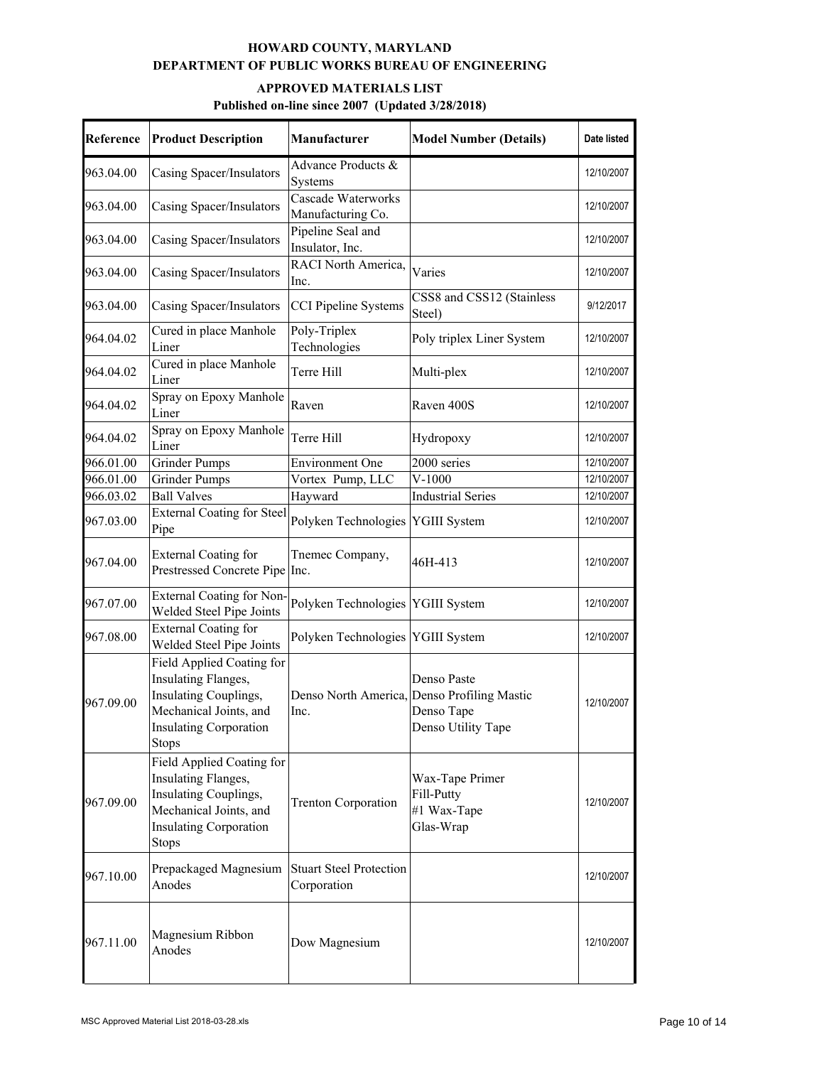# HOWARD COUNTY, MARYLAND
## DEPARTMENT OF PUBLIC WORKS BUREAU OF ENGINEERING

### APPROVED MATERIALS LIST
**Published on-line since 2007 (Updated 3/28/2018)**

| Reference | Product Description | Manufacturer | Model Number (Details) | Date listed |
|---|---|---|---|---|
| 963.04.00 | Casing Spacer/Insulators | Advance Products & Systems | | 12/10/2007 |
| 963.04.00 | Casing Spacer/Insulators | Cascade Waterworks Manufacturing Co. | | 12/10/2007 |
| 963.04.00 | Casing Spacer/Insulators | Pipeline Seal and Insulator, Inc. | | 12/10/2007 |
| 963.04.00 | Casing Spacer/Insulators | RACI North America, Inc. | Varies | 12/10/2007 |
| 963.04.00 | Casing Spacer/Insulators | CCI Pipeline Systems | CSS8 and CSS12 (Stainless Steel) | 9/12/2017 |
| 964.04.02 | Cured in place Manhole Liner | Poly-Triplex Technologies | Poly triplex Liner System | 12/10/2007 |
| 964.04.02 | Cured in place Manhole Liner | Terre Hill | Multi-plex | 12/10/2007 |
| 964.04.02 | Spray on Epoxy Manhole Liner | Raven | Raven 400S | 12/10/2007 |
| 964.04.02 | Spray on Epoxy Manhole Liner | Terre Hill | Hydropoxy | 12/10/2007 |
| 966.01.00 | Grinder Pumps | Environment One | 2000 series | 12/10/2007 |
| 966.01.00 | Grinder Pumps | Vortex Pump, LLC | V-1000 | 12/10/2007 |
| 966.03.02 | Ball Valves | Hayward | Industrial Series | 12/10/2007 |
| 967.03.00 | External Coating for Steel Pipe | Polyken Technologies | YGIII System | 12/10/2007 |
| 967.04.00 | External Coating for Prestressed Concrete Pipe | Tnemec Company, Inc. | 46H-413 | 12/10/2007 |
| 967.07.00 | External Coating for Non-Welded Steel Pipe Joints | Polyken Technologies | YGIII System | 12/10/2007 |
| 967.08.00 | External Coating for Welded Steel Pipe Joints | Polyken Technologies | YGIII System | 12/10/2007 |
| 967.09.00 | Field Applied Coating for Insulating Flanges, Insulating Couplings, Mechanical Joints, and Insulating Corporation Stops | Denso North America, Inc. | Denso Paste<br>Denso Profiling Mastic<br>Denso Tape<br>Denso Utility Tape | 12/10/2007 |
| 967.09.00 | Field Applied Coating for Insulating Flanges, Insulating Couplings, Mechanical Joints, and Insulating Corporation Stops | Trenton Corporation | Wax-Tape Primer<br>Fill-Putty<br>#1 Wax-Tape<br>Glas-Wrap | 12/10/2007 |
| 967.10.00 | Prepackaged Magnesium Anodes | Stuart Steel Protection Corporation | | 12/10/2007 |
| 967.11.00 | Magnesium Ribbon Anodes | Dow Magnesium | | 12/10/2007 |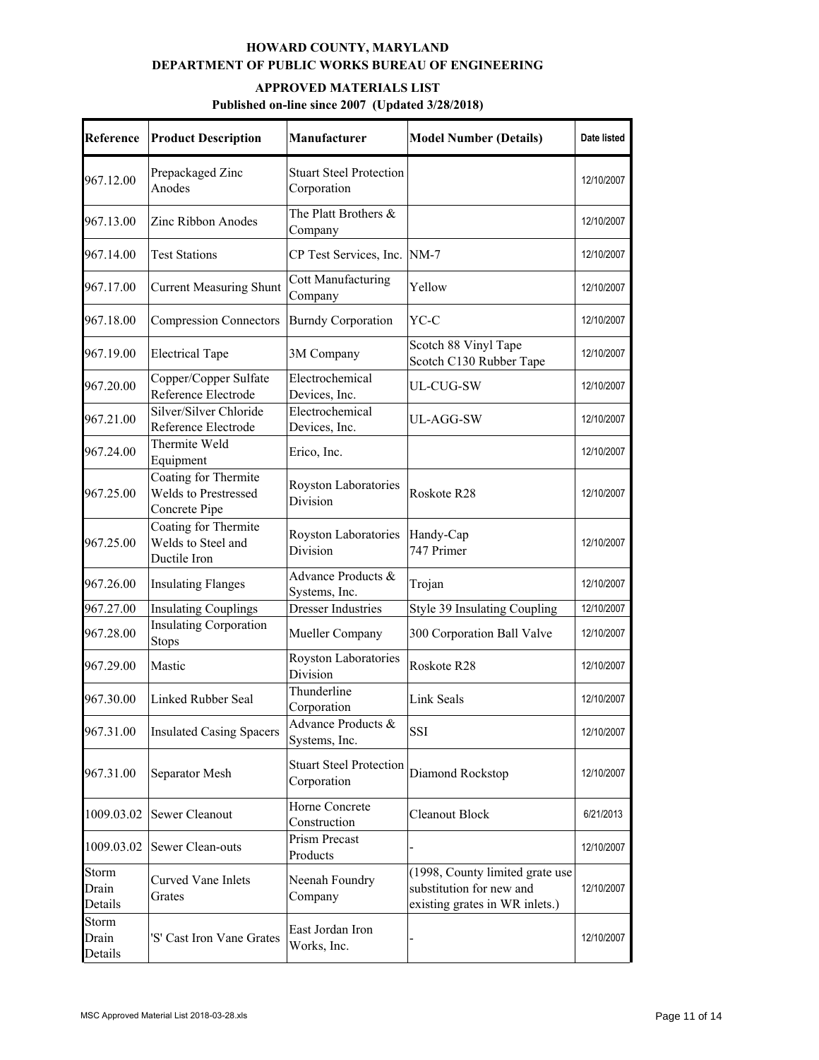**HOWARD COUNTY, MARYLAND**
**DEPARTMENT OF PUBLIC WORKS BUREAU OF ENGINEERING**

**APPROVED MATERIALS LIST**
**Published on-line since 2007 (Updated 3/28/2018)**

| Reference | Product Description | Manufacturer | Model Number (Details) | Date listed |
|---|---|---|---|---|
| 967.12.00 | Prepackaged Zinc Anodes | Stuart Steel Protection Corporation | | 12/10/2007 |
| 967.13.00 | Zinc Ribbon Anodes | The Platt Brothers & Company | | 12/10/2007 |
| 967.14.00 | Test Stations | CP Test Services, Inc. | NM-7 | 12/10/2007 |
| 967.17.00 | Current Measuring Shunt | Cott Manufacturing Company | Yellow | 12/10/2007 |
| 967.18.00 | Compression Connectors | Burndy Corporation | YC-C | 12/10/2007 |
| 967.19.00 | Electrical Tape | 3M Company | Scotch 88 Vinyl Tape Scotch C130 Rubber Tape | 12/10/2007 |
| 967.20.00 | Copper/Copper Sulfate Reference Electrode | Electrochemical Devices, Inc. | UL-CUG-SW | 12/10/2007 |
| 967.21.00 | Silver/Silver Chloride Reference Electrode | Electrochemical Devices, Inc. | UL-AGG-SW | 12/10/2007 |
| 967.24.00 | Thermite Weld Equipment | Erico, Inc. | | 12/10/2007 |
| 967.25.00 | Coating for Thermite Welds to Prestressed Concrete Pipe | Royston Laboratories Division | Roskote R28 | 12/10/2007 |
| 967.25.00 | Coating for Thermite Welds to Steel and Ductile Iron | Royston Laboratories Division | Handy-Cap 747 Primer | 12/10/2007 |
| 967.26.00 | Insulating Flanges | Advance Products & Systems, Inc. | Trojan | 12/10/2007 |
| 967.27.00 | Insulating Couplings | Dresser Industries | Style 39 Insulating Coupling | 12/10/2007 |
| 967.28.00 | Insulating Corporation Stops | Mueller Company | 300 Corporation Ball Valve | 12/10/2007 |
| 967.29.00 | Mastic | Royston Laboratories Division | Roskote R28 | 12/10/2007 |
| 967.30.00 | Linked Rubber Seal | Thunderline Corporation | Link Seals | 12/10/2007 |
| 967.31.00 | Insulated Casing Spacers | Advance Products & Systems, Inc. | SSI | 12/10/2007 |
| 967.31.00 | Separator Mesh | Stuart Steel Protection Corporation | Diamond Rockstop | 12/10/2007 |
| 1009.03.02 | Sewer Cleanout | Horne Concrete Construction | Cleanout Block | 6/21/2013 |
| 1009.03.02 | Sewer Clean-outs | Prism Precast Products | - | 12/10/2007 |
| Storm Drain Details | Curved Vane Inlets Grates | Neenah Foundry Company | (1998, County limited grate use substitution for new and existing grates in WR inlets.) | 12/10/2007 |
| Storm Drain Details | 'S' Cast Iron Vane Grates | East Jordan Iron Works, Inc. | - | 12/10/2007 |

MSC Approved Material List 2018-03-28.xls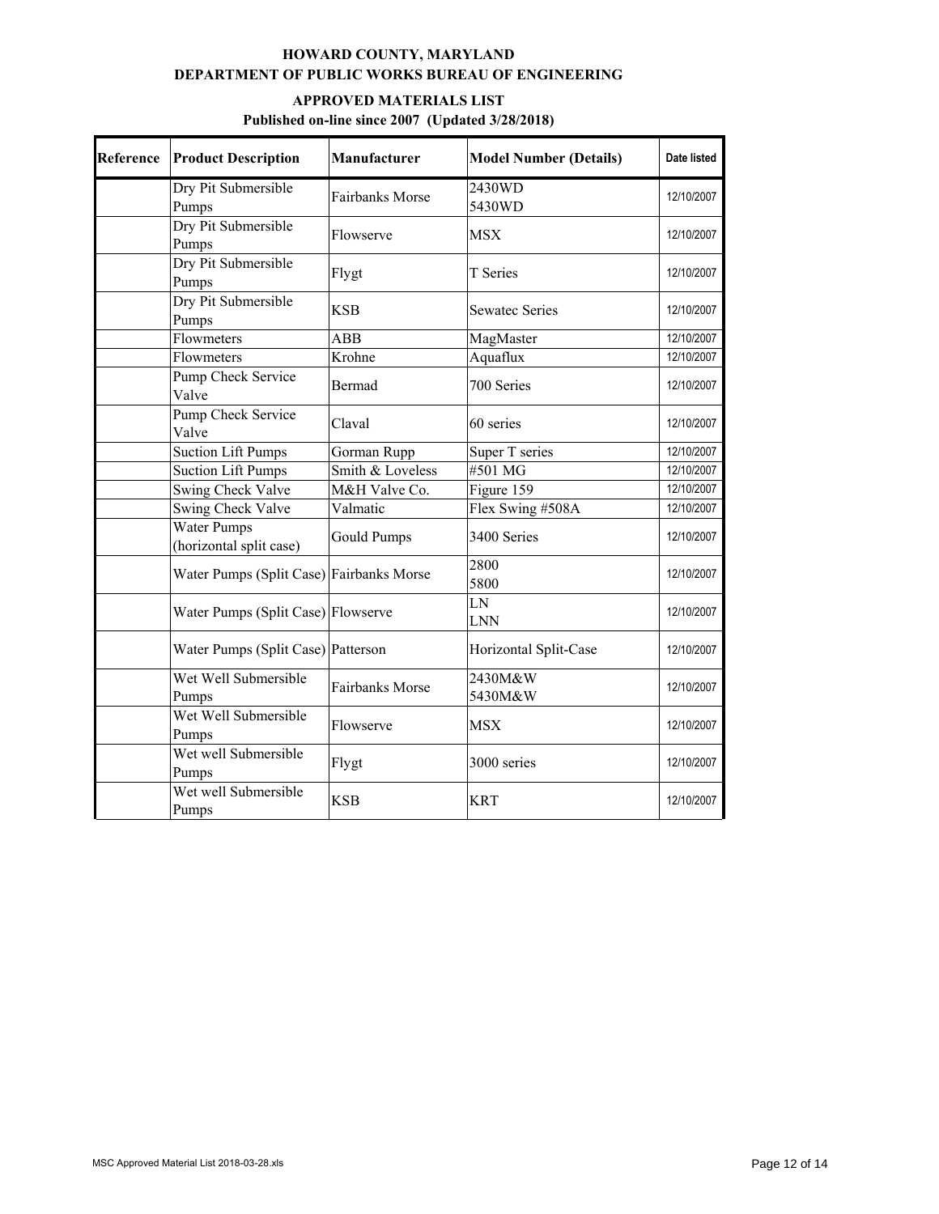**HOWARD COUNTY, MARYLAND**
**DEPARTMENT OF PUBLIC WORKS BUREAU OF ENGINEERING**

**APPROVED MATERIALS LIST**
**Published on-line since 2007 (Updated 3/28/2018)**

| Reference | Product Description | Manufacturer | Model Number (Details) | Date listed |
|---|---|---|---|---|
| | Dry Pit Submersible Pumps | Fairbanks Morse | 2430WD<br>5430WD | 12/10/2007 |
| | Dry Pit Submersible Pumps | Flowserve | MSX | 12/10/2007 |
| | Dry Pit Submersible Pumps | Flygt | T Series | 12/10/2007 |
| | Dry Pit Submersible Pumps | KSB | Sewatec Series | 12/10/2007 |
| | Flowmeters | ABB | MagMaster | 12/10/2007 |
| | Flowmeters | Krohne | Aquaflux | 12/10/2007 |
| | Pump Check Service Valve | Bermad | 700 Series | 12/10/2007 |
| | Pump Check Service Valve | Claval | 60 series | 12/10/2007 |
| | Suction Lift Pumps | Gorman Rupp | Super T series | 12/10/2007 |
| | Suction Lift Pumps | Smith & Loveless | #501 MG | 12/10/2007 |
| | Swing Check Valve | M&H Valve Co. | Figure 159 | 12/10/2007 |
| | Swing Check Valve | Valmatic | Flex Swing #508A | 12/10/2007 |
| | Water Pumps (horizontal split case) | Gould Pumps | 3400 Series | 12/10/2007 |
| | Water Pumps (Split Case) | Fairbanks Morse | 2800<br>5800 | 12/10/2007 |
| | Water Pumps (Split Case) | Flowserve | LN<br>LNN | 12/10/2007 |
| | Water Pumps (Split Case) | Patterson | Horizontal Split-Case | 12/10/2007 |
| | Wet Well Submersible Pumps | Fairbanks Morse | 2430M&W<br>5430M&W | 12/10/2007 |
| | Wet Well Submersible Pumps | Flowserve | MSX | 12/10/2007 |
| | Wet well Submersible Pumps | Flygt | 3000 series | 12/10/2007 |
| | Wet well Submersible Pumps | KSB | KRT | 12/10/2007 |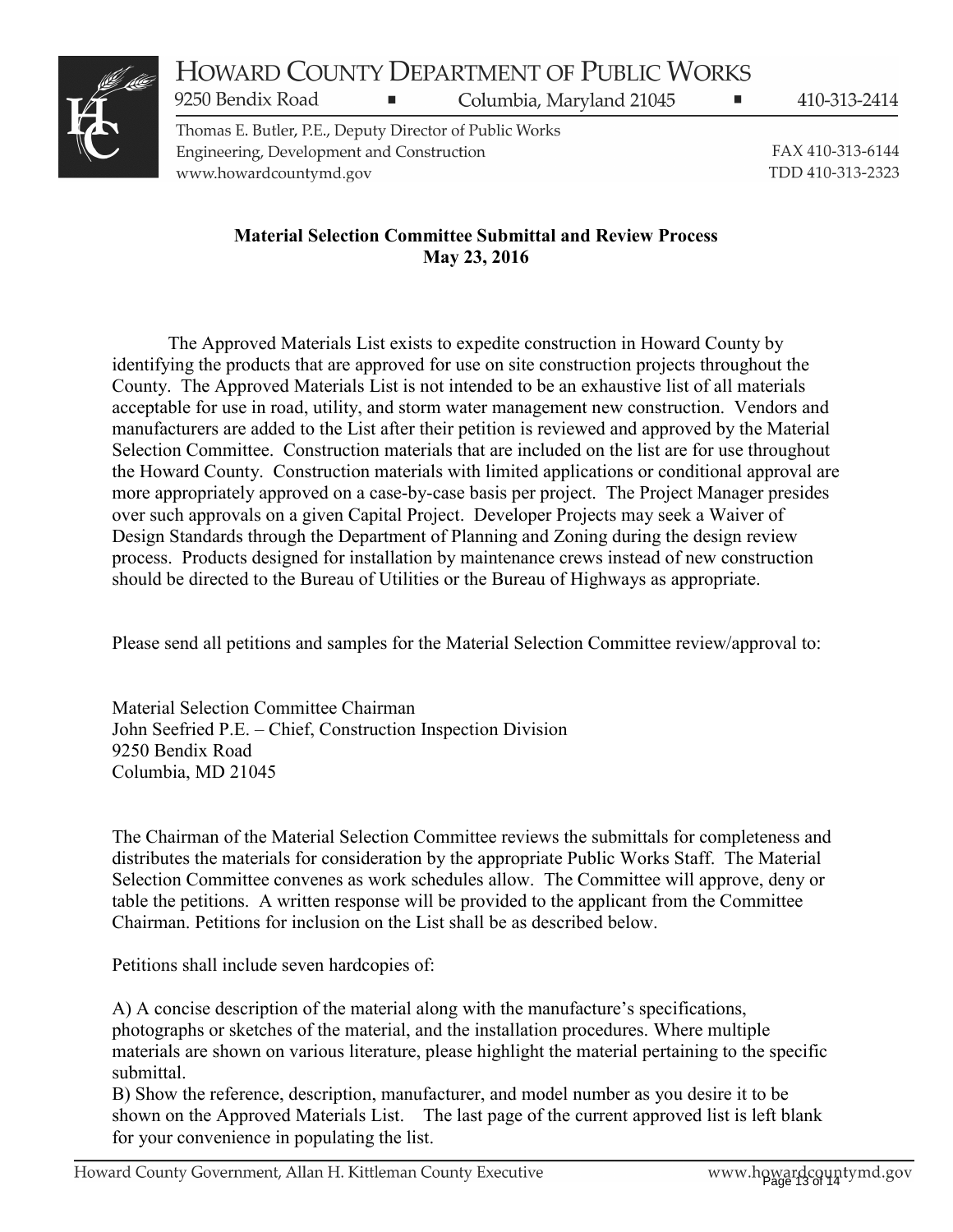# HOWARD COUNTY DEPARTMENT OF PUBLIC WORKS

9250 Bendix Road ▪ Columbia, Maryland 21045 ▪ 410-313-2414

Thomas E. Butler, P.E., Deputy Director of Public Works
Engineering, Development and Construction
www.howardcountymd.gov

FAX 410-313-6144
TDD 410-313-2323

**Material Selection Committee Submittal and Review Process**
**May 23, 2016**

The Approved Materials List exists to expedite construction in Howard County by identifying the products that are approved for use on site construction projects throughout the County. The Approved Materials List is not intended to be an exhaustive list of all materials acceptable for use in road, utility, and storm water management new construction. Vendors and manufacturers are added to the List after their petition is reviewed and approved by the Material Selection Committee. Construction materials that are included on the list are for use throughout the Howard County. Construction materials with limited applications or conditional approval are more appropriately approved on a case-by-case basis per project. The Project Manager presides over such approvals on a given Capital Project. Developer Projects may seek a Waiver of Design Standards through the Department of Planning and Zoning during the design review process. Products designed for installation by maintenance crews instead of new construction should be directed to the Bureau of Utilities or the Bureau of Highways as appropriate.

Please send all petitions and samples for the Material Selection Committee review/approval to:

Material Selection Committee Chairman
John Seefried P.E. – Chief, Construction Inspection Division
9250 Bendix Road
Columbia, MD 21045

The Chairman of the Material Selection Committee reviews the submittals for completeness and distributes the materials for consideration by the appropriate Public Works Staff. The Material Selection Committee convenes as work schedules allow. The Committee will approve, deny or table the petitions. A written response will be provided to the applicant from the Committee Chairman. Petitions for inclusion on the List shall be as described below.

Petitions shall include seven hardcopies of:

A) A concise description of the material along with the manufacture's specifications, photographs or sketches of the material, and the installation procedures. Where multiple materials are shown on various literature, please highlight the material pertaining to the specific submittal.
B) Show the reference, description, manufacturer, and model number as you desire it to be shown on the Approved Materials List. The last page of the current approved list is left blank for your convenience in populating the list.

Howard County Government, Allan H. Kittleman County Executive www.howardcountymd.gov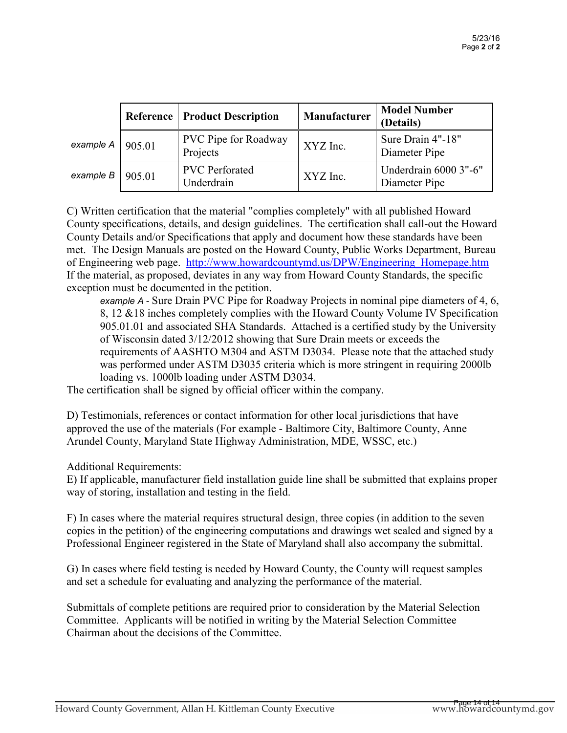| | Reference | Product Description | Manufacturer | Model Number (Details) |
|---|---|---|---|---|
| *example A* | 905.01 | PVC Pipe for Roadway Projects | XYZ Inc. | Sure Drain 4"-18" Diameter Pipe |
| *example B* | 905.01 | PVC Perforated Underdrain | XYZ Inc. | Underdrain 6000 3"-6" Diameter Pipe |

C) Written certification that the material "complies completely" with all published Howard County specifications, details, and design guidelines. The certification shall call-out the Howard County Details and/or Specifications that apply and document how these standards have been met. The Design Manuals are posted on the Howard County, Public Works Department, Bureau of Engineering web page. [http://www.howardcountymd.us/DPW/Engineering_Homepage.htm](http://www.howardcountymd.us/DPW/Engineering_Homepage.htm) If the material, as proposed, deviates in any way from Howard County Standards, the specific exception must be documented in the petition.

> *example A* - Sure Drain PVC Pipe for Roadway Projects in nominal pipe diameters of 4, 6, 8, 12 &18 inches completely complies with the Howard County Volume IV Specification 905.01.01 and associated SHA Standards. Attached is a certified study by the University of Wisconsin dated 3/12/2012 showing that Sure Drain meets or exceeds the requirements of AASHTO M304 and ASTM D3034. Please note that the attached study was performed under ASTM D3035 criteria which is more stringent in requiring 2000lb loading vs. 1000lb loading under ASTM D3034.

The certification shall be signed by official officer within the company.

D) Testimonials, references or contact information for other local jurisdictions that have approved the use of the materials (For example - Baltimore City, Baltimore County, Anne Arundel County, Maryland State Highway Administration, MDE, WSSC, etc.)

Additional Requirements:
E) If applicable, manufacturer field installation guide line shall be submitted that explains proper way of storing, installation and testing in the field.

F) In cases where the material requires structural design, three copies (in addition to the seven copies in the petition) of the engineering computations and drawings wet sealed and signed by a Professional Engineer registered in the State of Maryland shall also accompany the submittal.

G) In cases where field testing is needed by Howard County, the County will request samples and set a schedule for evaluating and analyzing the performance of the material.

Submittals of complete petitions are required prior to consideration by the Material Selection Committee. Applicants will be notified in writing by the Material Selection Committee Chairman about the decisions of the Committee.